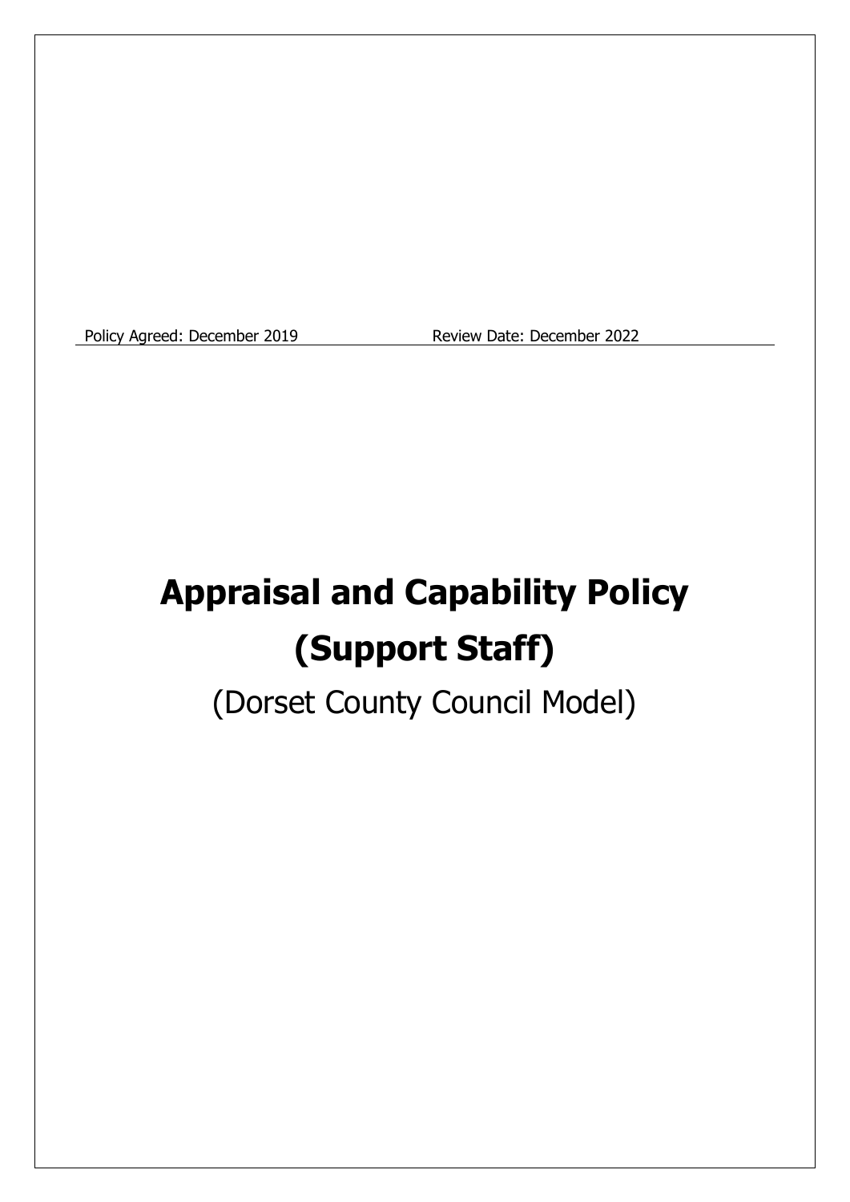Policy Agreed: December 2019 Review Date: December 2022

# Appraisal and Capability Policy (Support Staff)

(Dorset County Council Model)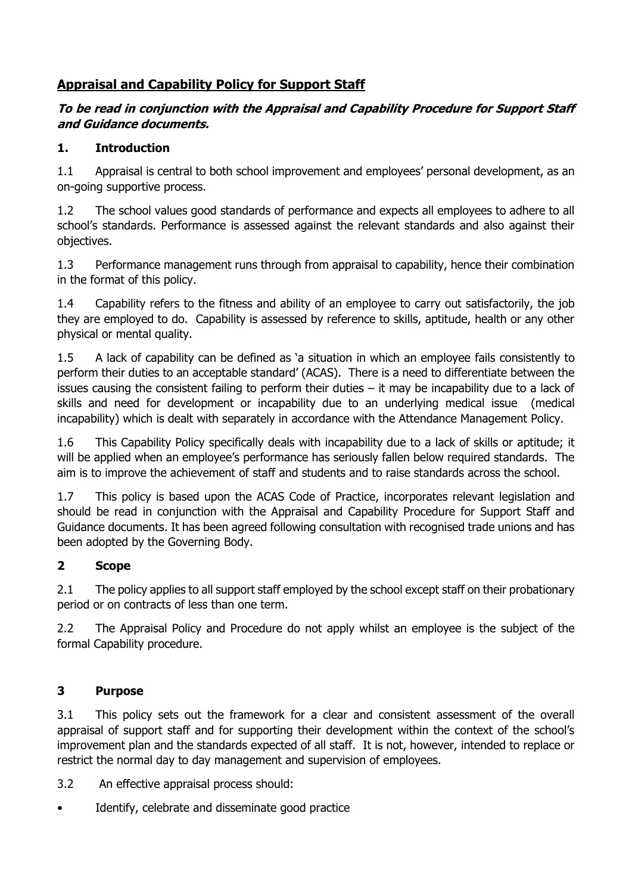## **Appraisal and Capability Policy for Support Staff**

***To be read in conjunction with the Appraisal and Capability Procedure for Support Staff and Guidance documents.***

### **1. Introduction**

1.1 Appraisal is central to both school improvement and employees' personal development, as an on-going supportive process.

1.2 The school values good standards of performance and expects all employees to adhere to all school's standards. Performance is assessed against the relevant standards and also against their objectives.

1.3 Performance management runs through from appraisal to capability, hence their combination in the format of this policy.

1.4 Capability refers to the fitness and ability of an employee to carry out satisfactorily, the job they are employed to do. Capability is assessed by reference to skills, aptitude, health or any other physical or mental quality.

1.5 A lack of capability can be defined as 'a situation in which an employee fails consistently to perform their duties to an acceptable standard' (ACAS). There is a need to differentiate between the issues causing the consistent failing to perform their duties – it may be incapability due to a lack of skills and need for development or incapability due to an underlying medical issue (medical incapability) which is dealt with separately in accordance with the Attendance Management Policy.

1.6 This Capability Policy specifically deals with incapability due to a lack of skills or aptitude; it will be applied when an employee's performance has seriously fallen below required standards. The aim is to improve the achievement of staff and students and to raise standards across the school.

1.7 This policy is based upon the ACAS Code of Practice, incorporates relevant legislation and should be read in conjunction with the Appraisal and Capability Procedure for Support Staff and Guidance documents. It has been agreed following consultation with recognised trade unions and has been adopted by the Governing Body.

### **2 Scope**

2.1 The policy applies to all support staff employed by the school except staff on their probationary period or on contracts of less than one term.

2.2 The Appraisal Policy and Procedure do not apply whilst an employee is the subject of the formal Capability procedure.

### **3 Purpose**

3.1 This policy sets out the framework for a clear and consistent assessment of the overall appraisal of support staff and for supporting their development within the context of the school's improvement plan and the standards expected of all staff. It is not, however, intended to replace or restrict the normal day to day management and supervision of employees.

3.2 An effective appraisal process should:

- Identify, celebrate and disseminate good practice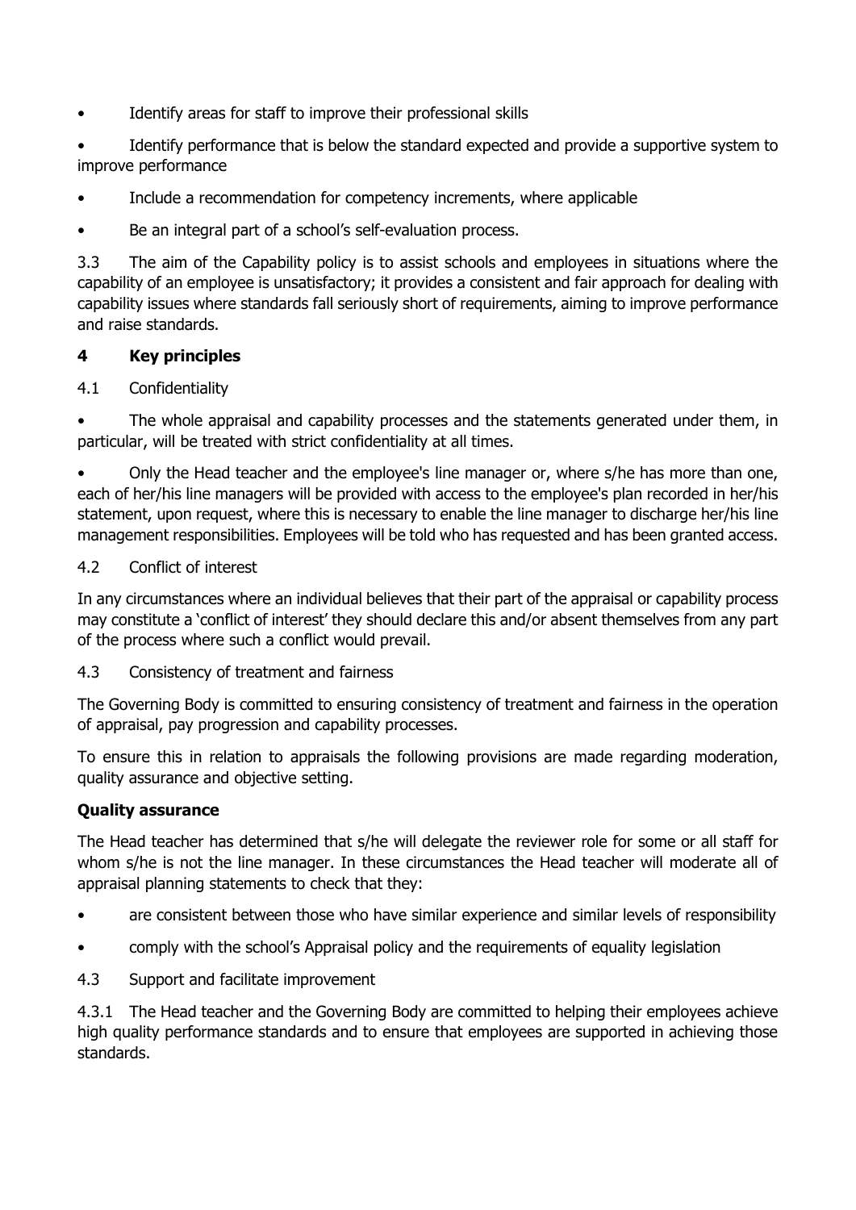- Identify areas for staff to improve their professional skills
- Identify performance that is below the standard expected and provide a supportive system to improve performance
- Include a recommendation for competency increments, where applicable
- Be an integral part of a school's self-evaluation process.

3.3 The aim of the Capability policy is to assist schools and employees in situations where the capability of an employee is unsatisfactory; it provides a consistent and fair approach for dealing with capability issues where standards fall seriously short of requirements, aiming to improve performance and raise standards.

## 4 Key principles

4.1 Confidentiality

- The whole appraisal and capability processes and the statements generated under them, in particular, will be treated with strict confidentiality at all times.
- Only the Head teacher and the employee's line manager or, where s/he has more than one, each of her/his line managers will be provided with access to the employee's plan recorded in her/his statement, upon request, where this is necessary to enable the line manager to discharge her/his line management responsibilities. Employees will be told who has requested and has been granted access.

4.2 Conflict of interest

In any circumstances where an individual believes that their part of the appraisal or capability process may constitute a 'conflict of interest' they should declare this and/or absent themselves from any part of the process where such a conflict would prevail.

4.3 Consistency of treatment and fairness

The Governing Body is committed to ensuring consistency of treatment and fairness in the operation of appraisal, pay progression and capability processes.

To ensure this in relation to appraisals the following provisions are made regarding moderation, quality assurance and objective setting.

**Quality assurance**

The Head teacher has determined that s/he will delegate the reviewer role for some or all staff for whom s/he is not the line manager. In these circumstances the Head teacher will moderate all of appraisal planning statements to check that they:

- are consistent between those who have similar experience and similar levels of responsibility
- comply with the school's Appraisal policy and the requirements of equality legislation

4.3 Support and facilitate improvement

4.3.1 The Head teacher and the Governing Body are committed to helping their employees achieve high quality performance standards and to ensure that employees are supported in achieving those standards.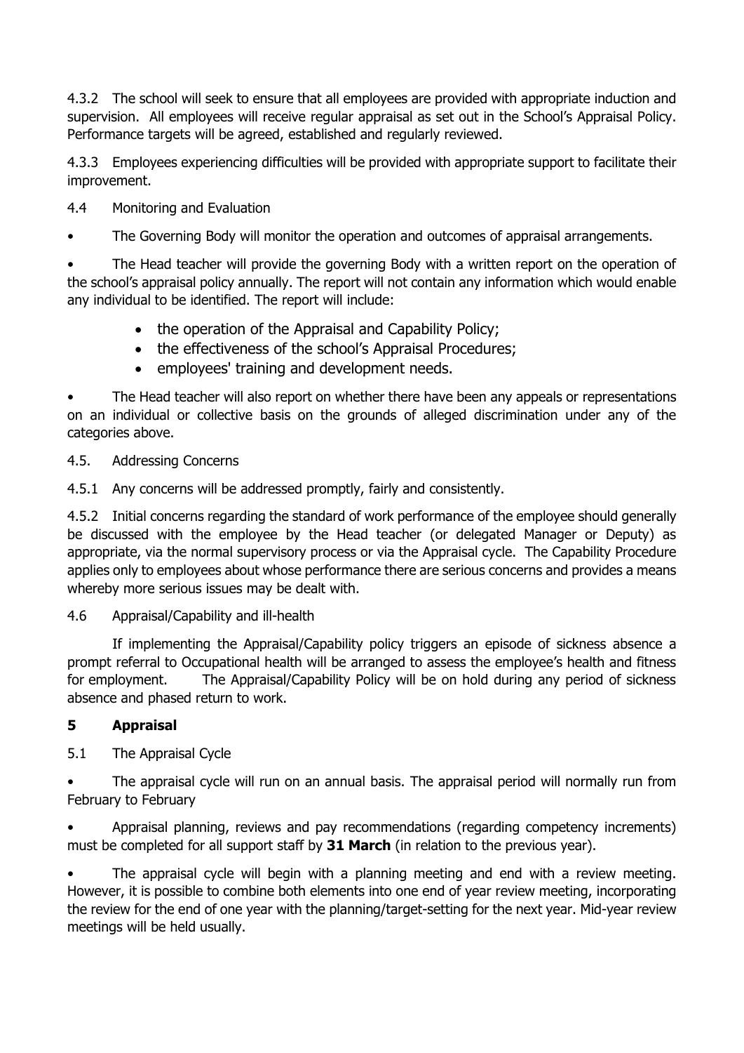4.3.2 The school will seek to ensure that all employees are provided with appropriate induction and supervision. All employees will receive regular appraisal as set out in the School's Appraisal Policy. Performance targets will be agreed, established and regularly reviewed.

4.3.3 Employees experiencing difficulties will be provided with appropriate support to facilitate their improvement.

4.4 Monitoring and Evaluation

- The Governing Body will monitor the operation and outcomes of appraisal arrangements.
- The Head teacher will provide the governing Body with a written report on the operation of the school's appraisal policy annually. The report will not contain any information which would enable any individual to be identified. The report will include:
    - the operation of the Appraisal and Capability Policy;
    - the effectiveness of the school's Appraisal Procedures;
    - employees' training and development needs.
- The Head teacher will also report on whether there have been any appeals or representations on an individual or collective basis on the grounds of alleged discrimination under any of the categories above.

4.5. Addressing Concerns

4.5.1 Any concerns will be addressed promptly, fairly and consistently.

4.5.2 Initial concerns regarding the standard of work performance of the employee should generally be discussed with the employee by the Head teacher (or delegated Manager or Deputy) as appropriate, via the normal supervisory process or via the Appraisal cycle. The Capability Procedure applies only to employees about whose performance there are serious concerns and provides a means whereby more serious issues may be dealt with.

4.6 Appraisal/Capability and ill-health

If implementing the Appraisal/Capability policy triggers an episode of sickness absence a prompt referral to Occupational health will be arranged to assess the employee's health and fitness for employment. The Appraisal/Capability Policy will be on hold during any period of sickness absence and phased return to work.

## 5 Appraisal

5.1 The Appraisal Cycle

- The appraisal cycle will run on an annual basis. The appraisal period will normally run from February to February
- Appraisal planning, reviews and pay recommendations (regarding competency increments) must be completed for all support staff by **31 March** (in relation to the previous year).
- The appraisal cycle will begin with a planning meeting and end with a review meeting. However, it is possible to combine both elements into one end of year review meeting, incorporating the review for the end of one year with the planning/target-setting for the next year. Mid-year review meetings will be held usually.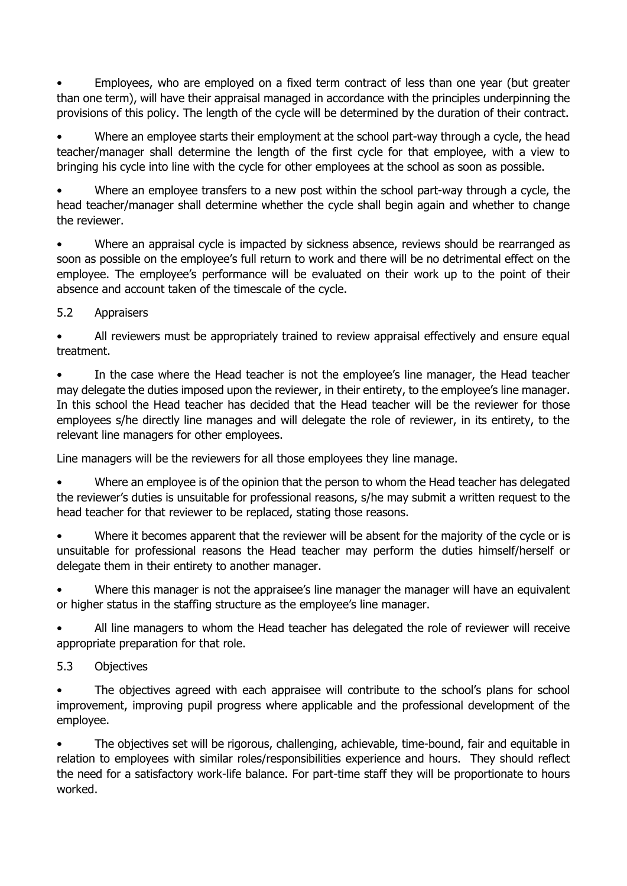- Employees, who are employed on a fixed term contract of less than one year (but greater than one term), will have their appraisal managed in accordance with the principles underpinning the provisions of this policy. The length of the cycle will be determined by the duration of their contract.

- Where an employee starts their employment at the school part-way through a cycle, the head teacher/manager shall determine the length of the first cycle for that employee, with a view to bringing his cycle into line with the cycle for other employees at the school as soon as possible.

- Where an employee transfers to a new post within the school part-way through a cycle, the head teacher/manager shall determine whether the cycle shall begin again and whether to change the reviewer.

- Where an appraisal cycle is impacted by sickness absence, reviews should be rearranged as soon as possible on the employee's full return to work and there will be no detrimental effect on the employee. The employee's performance will be evaluated on their work up to the point of their absence and account taken of the timescale of the cycle.

### 5.2 Appraisers

- All reviewers must be appropriately trained to review appraisal effectively and ensure equal treatment.

- In the case where the Head teacher is not the employee's line manager, the Head teacher may delegate the duties imposed upon the reviewer, in their entirety, to the employee's line manager. In this school the Head teacher has decided that the Head teacher will be the reviewer for those employees s/he directly line manages and will delegate the role of reviewer, in its entirety, to the relevant line managers for other employees.

Line managers will be the reviewers for all those employees they line manage.

- Where an employee is of the opinion that the person to whom the Head teacher has delegated the reviewer's duties is unsuitable for professional reasons, s/he may submit a written request to the head teacher for that reviewer to be replaced, stating those reasons.

- Where it becomes apparent that the reviewer will be absent for the majority of the cycle or is unsuitable for professional reasons the Head teacher may perform the duties himself/herself or delegate them in their entirety to another manager.

- Where this manager is not the appraisee's line manager the manager will have an equivalent or higher status in the staffing structure as the employee's line manager.

- All line managers to whom the Head teacher has delegated the role of reviewer will receive appropriate preparation for that role.

### 5.3 Objectives

- The objectives agreed with each appraisee will contribute to the school's plans for school improvement, improving pupil progress where applicable and the professional development of the employee.

- The objectives set will be rigorous, challenging, achievable, time-bound, fair and equitable in relation to employees with similar roles/responsibilities experience and hours. They should reflect the need for a satisfactory work-life balance. For part-time staff they will be proportionate to hours worked.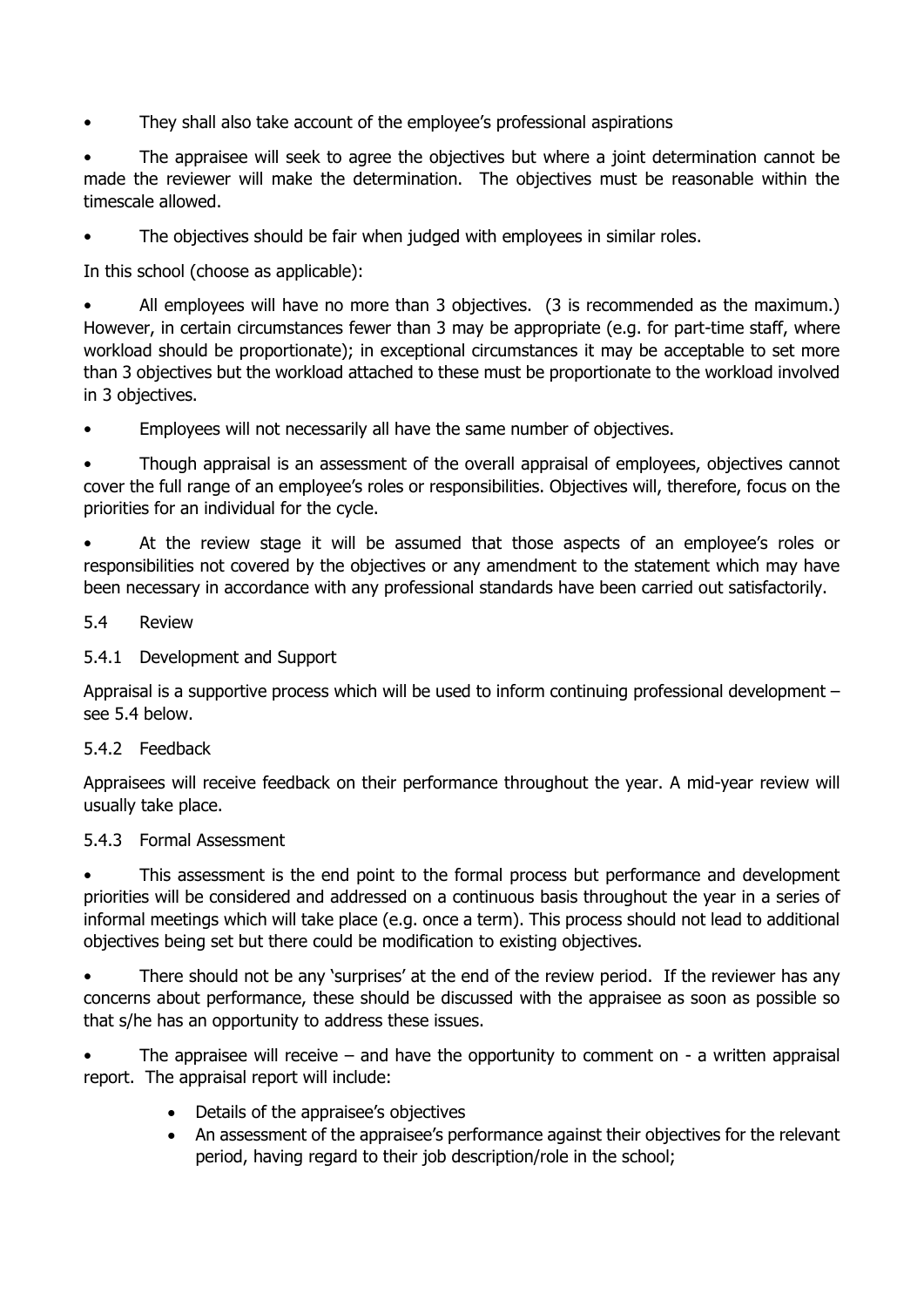- They shall also take account of the employee's professional aspirations
- The appraisee will seek to agree the objectives but where a joint determination cannot be made the reviewer will make the determination. The objectives must be reasonable within the timescale allowed.
- The objectives should be fair when judged with employees in similar roles.

In this school (choose as applicable):

- All employees will have no more than 3 objectives. (3 is recommended as the maximum.) However, in certain circumstances fewer than 3 may be appropriate (e.g. for part-time staff, where workload should be proportionate); in exceptional circumstances it may be acceptable to set more than 3 objectives but the workload attached to these must be proportionate to the workload involved in 3 objectives.
- Employees will not necessarily all have the same number of objectives.
- Though appraisal is an assessment of the overall appraisal of employees, objectives cannot cover the full range of an employee's roles or responsibilities. Objectives will, therefore, focus on the priorities for an individual for the cycle.
- At the review stage it will be assumed that those aspects of an employee's roles or responsibilities not covered by the objectives or any amendment to the statement which may have been necessary in accordance with any professional standards have been carried out satisfactorily.

5.4 Review

5.4.1 Development and Support

Appraisal is a supportive process which will be used to inform continuing professional development – see 5.4 below.

5.4.2 Feedback

Appraisees will receive feedback on their performance throughout the year. A mid-year review will usually take place.

5.4.3 Formal Assessment

- This assessment is the end point to the formal process but performance and development priorities will be considered and addressed on a continuous basis throughout the year in a series of informal meetings which will take place (e.g. once a term). This process should not lead to additional objectives being set but there could be modification to existing objectives.
- There should not be any 'surprises' at the end of the review period. If the reviewer has any concerns about performance, these should be discussed with the appraisee as soon as possible so that s/he has an opportunity to address these issues.
- The appraisee will receive – and have the opportunity to comment on - a written appraisal report. The appraisal report will include:
    - Details of the appraisee's objectives
    - An assessment of the appraisee's performance against their objectives for the relevant period, having regard to their job description/role in the school;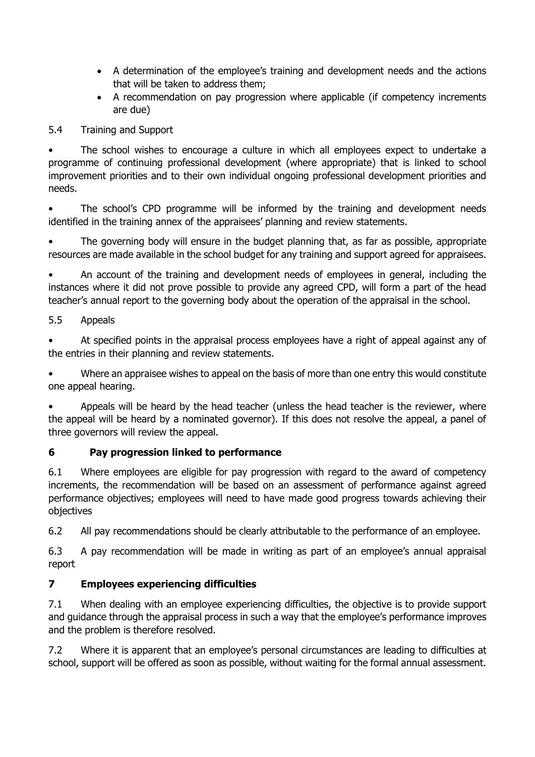- A determination of the employee's training and development needs and the actions that will be taken to address them;
- A recommendation on pay progression where applicable (if competency increments are due)

5.4 Training and Support

- The school wishes to encourage a culture in which all employees expect to undertake a programme of continuing professional development (where appropriate) that is linked to school improvement priorities and to their own individual ongoing professional development priorities and needs.
- The school's CPD programme will be informed by the training and development needs identified in the training annex of the appraisees' planning and review statements.
- The governing body will ensure in the budget planning that, as far as possible, appropriate resources are made available in the school budget for any training and support agreed for appraisees.
- An account of the training and development needs of employees in general, including the instances where it did not prove possible to provide any agreed CPD, will form a part of the head teacher's annual report to the governing body about the operation of the appraisal in the school.

5.5 Appeals

- At specified points in the appraisal process employees have a right of appeal against any of the entries in their planning and review statements.
- Where an appraisee wishes to appeal on the basis of more than one entry this would constitute one appeal hearing.
- Appeals will be heard by the head teacher (unless the head teacher is the reviewer, where the appeal will be heard by a nominated governor). If this does not resolve the appeal, a panel of three governors will review the appeal.

## 6 Pay progression linked to performance

6.1 Where employees are eligible for pay progression with regard to the award of competency increments, the recommendation will be based on an assessment of performance against agreed performance objectives; employees will need to have made good progress towards achieving their objectives

6.2 All pay recommendations should be clearly attributable to the performance of an employee.

6.3 A pay recommendation will be made in writing as part of an employee's annual appraisal report

## 7 Employees experiencing difficulties

7.1 When dealing with an employee experiencing difficulties, the objective is to provide support and guidance through the appraisal process in such a way that the employee's performance improves and the problem is therefore resolved.

7.2 Where it is apparent that an employee's personal circumstances are leading to difficulties at school, support will be offered as soon as possible, without waiting for the formal annual assessment.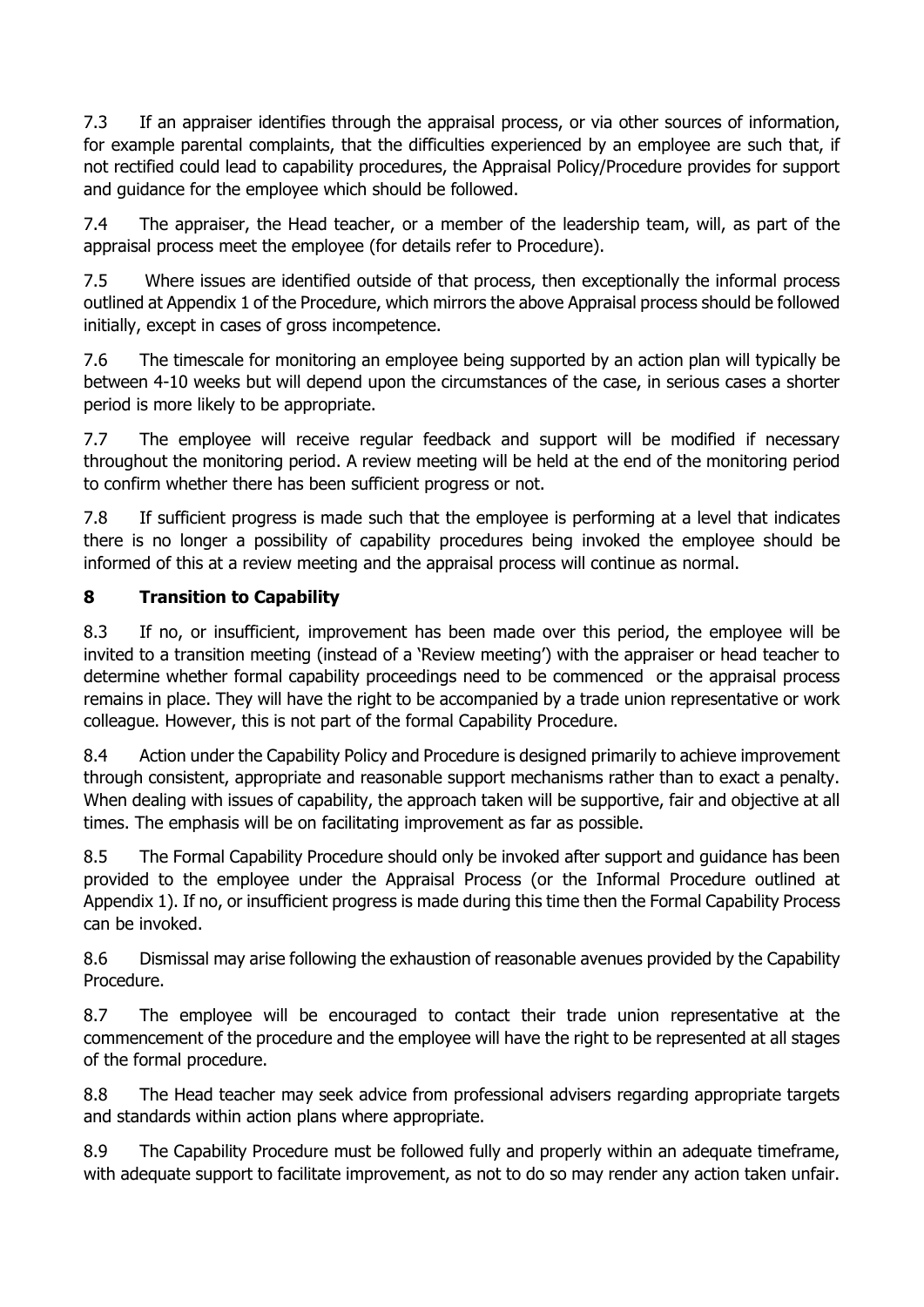7.3 If an appraiser identifies through the appraisal process, or via other sources of information, for example parental complaints, that the difficulties experienced by an employee are such that, if not rectified could lead to capability procedures, the Appraisal Policy/Procedure provides for support and guidance for the employee which should be followed.

7.4 The appraiser, the Head teacher, or a member of the leadership team, will, as part of the appraisal process meet the employee (for details refer to Procedure).

7.5 Where issues are identified outside of that process, then exceptionally the informal process outlined at Appendix 1 of the Procedure, which mirrors the above Appraisal process should be followed initially, except in cases of gross incompetence.

7.6 The timescale for monitoring an employee being supported by an action plan will typically be between 4-10 weeks but will depend upon the circumstances of the case, in serious cases a shorter period is more likely to be appropriate.

7.7 The employee will receive regular feedback and support will be modified if necessary throughout the monitoring period. A review meeting will be held at the end of the monitoring period to confirm whether there has been sufficient progress or not.

7.8 If sufficient progress is made such that the employee is performing at a level that indicates there is no longer a possibility of capability procedures being invoked the employee should be informed of this at a review meeting and the appraisal process will continue as normal.

## 8 Transition to Capability

8.3 If no, or insufficient, improvement has been made over this period, the employee will be invited to a transition meeting (instead of a 'Review meeting') with the appraiser or head teacher to determine whether formal capability proceedings need to be commenced or the appraisal process remains in place. They will have the right to be accompanied by a trade union representative or work colleague. However, this is not part of the formal Capability Procedure.

8.4 Action under the Capability Policy and Procedure is designed primarily to achieve improvement through consistent, appropriate and reasonable support mechanisms rather than to exact a penalty. When dealing with issues of capability, the approach taken will be supportive, fair and objective at all times. The emphasis will be on facilitating improvement as far as possible.

8.5 The Formal Capability Procedure should only be invoked after support and guidance has been provided to the employee under the Appraisal Process (or the Informal Procedure outlined at Appendix 1). If no, or insufficient progress is made during this time then the Formal Capability Process can be invoked.

8.6 Dismissal may arise following the exhaustion of reasonable avenues provided by the Capability Procedure.

8.7 The employee will be encouraged to contact their trade union representative at the commencement of the procedure and the employee will have the right to be represented at all stages of the formal procedure.

8.8 The Head teacher may seek advice from professional advisers regarding appropriate targets and standards within action plans where appropriate.

8.9 The Capability Procedure must be followed fully and properly within an adequate timeframe, with adequate support to facilitate improvement, as not to do so may render any action taken unfair.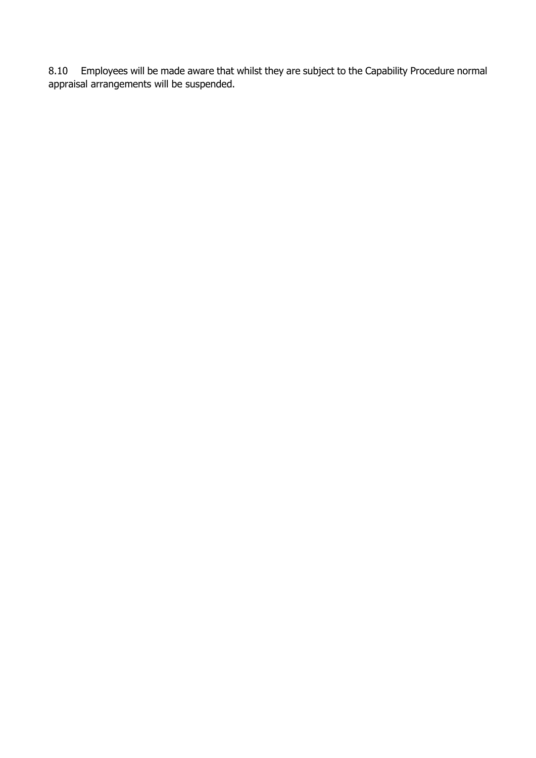8.10 Employees will be made aware that whilst they are subject to the Capability Procedure normal appraisal arrangements will be suspended.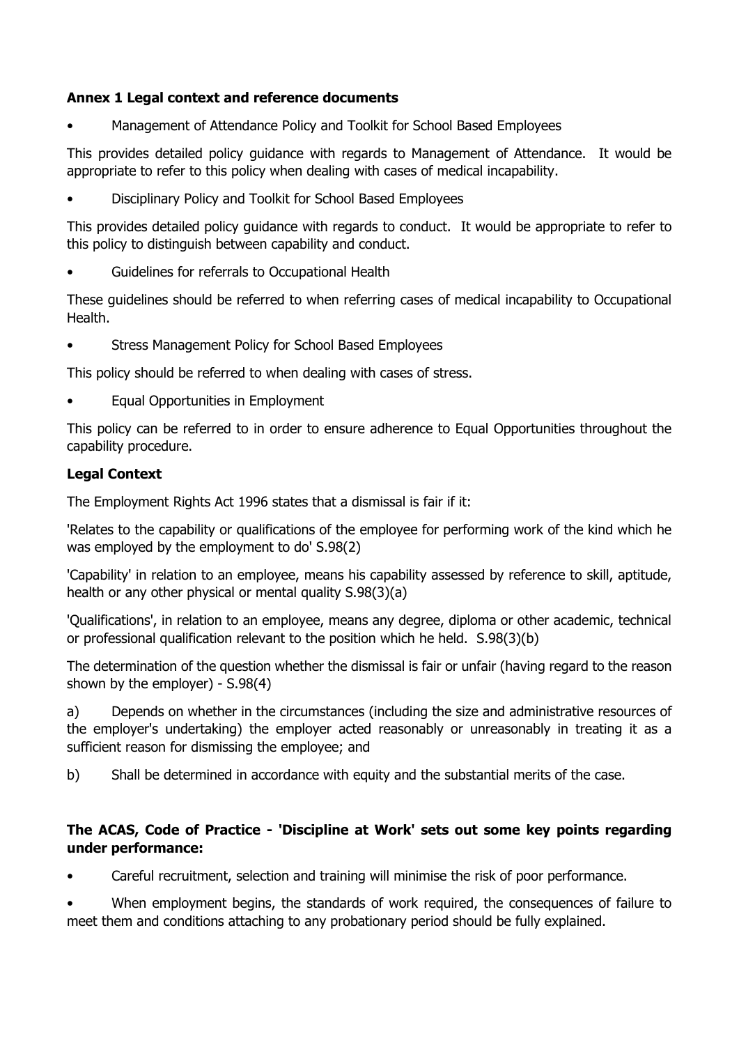**Annex 1 Legal context and reference documents**

- Management of Attendance Policy and Toolkit for School Based Employees

This provides detailed policy guidance with regards to Management of Attendance. It would be appropriate to refer to this policy when dealing with cases of medical incapability.

- Disciplinary Policy and Toolkit for School Based Employees

This provides detailed policy guidance with regards to conduct. It would be appropriate to refer to this policy to distinguish between capability and conduct.

- Guidelines for referrals to Occupational Health

These guidelines should be referred to when referring cases of medical incapability to Occupational Health.

- Stress Management Policy for School Based Employees

This policy should be referred to when dealing with cases of stress.

- Equal Opportunities in Employment

This policy can be referred to in order to ensure adherence to Equal Opportunities throughout the capability procedure.

**Legal Context**

The Employment Rights Act 1996 states that a dismissal is fair if it:

'Relates to the capability or qualifications of the employee for performing work of the kind which he was employed by the employment to do' S.98(2)

'Capability' in relation to an employee, means his capability assessed by reference to skill, aptitude, health or any other physical or mental quality S.98(3)(a)

'Qualifications', in relation to an employee, means any degree, diploma or other academic, technical or professional qualification relevant to the position which he held. S.98(3)(b)

The determination of the question whether the dismissal is fair or unfair (having regard to the reason shown by the employer) - S.98(4)

a) Depends on whether in the circumstances (including the size and administrative resources of the employer's undertaking) the employer acted reasonably or unreasonably in treating it as a sufficient reason for dismissing the employee; and

b) Shall be determined in accordance with equity and the substantial merits of the case.

**The ACAS, Code of Practice - 'Discipline at Work' sets out some key points regarding under performance:**

- Careful recruitment, selection and training will minimise the risk of poor performance.
- When employment begins, the standards of work required, the consequences of failure to meet them and conditions attaching to any probationary period should be fully explained.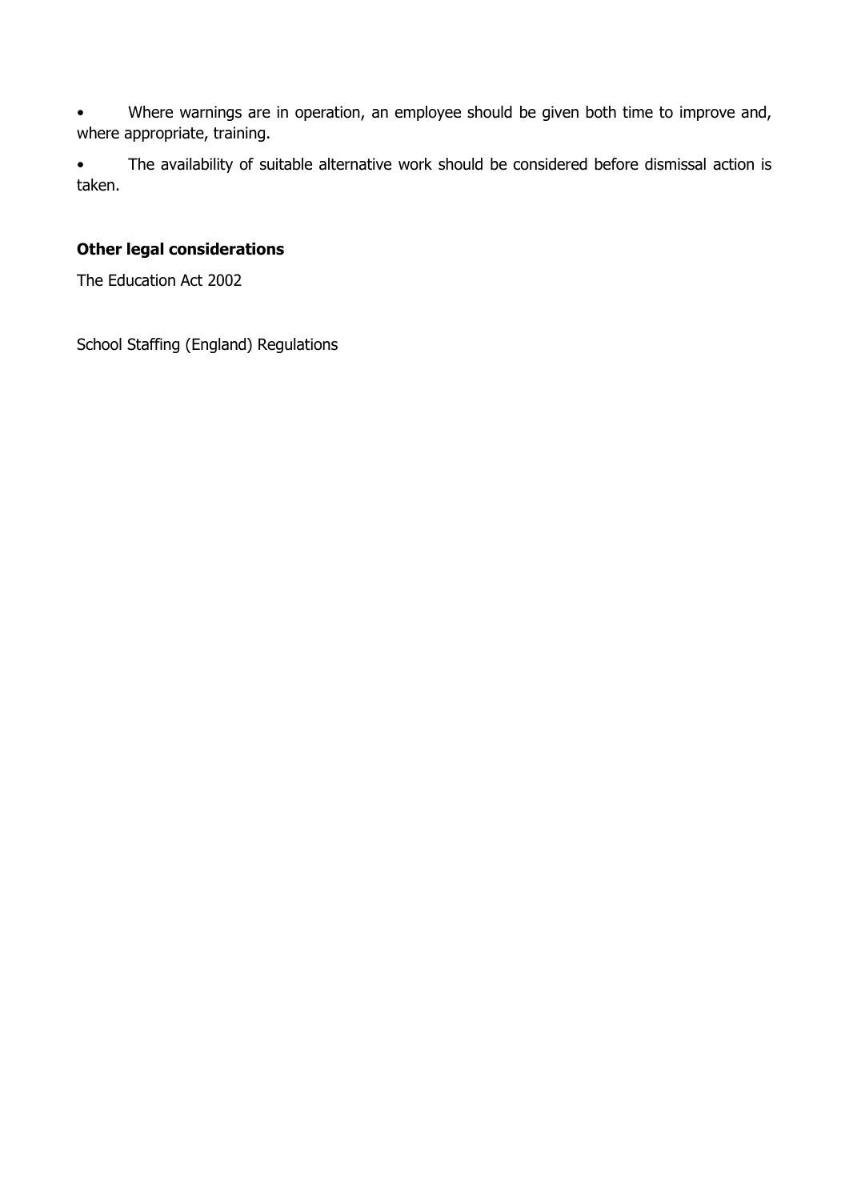- Where warnings are in operation, an employee should be given both time to improve and, where appropriate, training.
- The availability of suitable alternative work should be considered before dismissal action is taken.

**Other legal considerations**

The Education Act 2002

School Staffing (England) Regulations